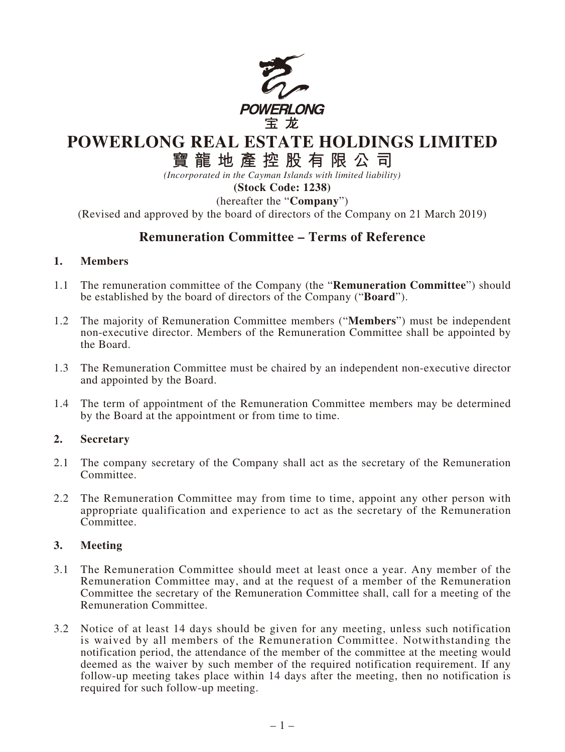POWERLONG
宝 龙

# POWERLONG REAL ESTATE HOLDINGS LIMITED

# 寶 龍 地 產 控 股 有 限 公 司

*(Incorporated in the Cayman Islands with limited liability)*

**(Stock Code: 1238)**

(hereafter the "**Company**")

(Revised and approved by the board of directors of the Company on 21 March 2019)

## Remuneration Committee – Terms of Reference

### 1. Members

1.1 The remuneration committee of the Company (the "**Remuneration Committee**") should be established by the board of directors of the Company ("**Board**").

1.2 The majority of Remuneration Committee members ("**Members**") must be independent non-executive director. Members of the Remuneration Committee shall be appointed by the Board.

1.3 The Remuneration Committee must be chaired by an independent non-executive director and appointed by the Board.

1.4 The term of appointment of the Remuneration Committee members may be determined by the Board at the appointment or from time to time.

### 2. Secretary

2.1 The company secretary of the Company shall act as the secretary of the Remuneration Committee.

2.2 The Remuneration Committee may from time to time, appoint any other person with appropriate qualification and experience to act as the secretary of the Remuneration Committee.

### 3. Meeting

3.1 The Remuneration Committee should meet at least once a year. Any member of the Remuneration Committee may, and at the request of a member of the Remuneration Committee the secretary of the Remuneration Committee shall, call for a meeting of the Remuneration Committee.

3.2 Notice of at least 14 days should be given for any meeting, unless such notification is waived by all members of the Remuneration Committee. Notwithstanding the notification period, the attendance of the member of the committee at the meeting would deemed as the waiver by such member of the required notification requirement. If any follow-up meeting takes place within 14 days after the meeting, then no notification is required for such follow-up meeting.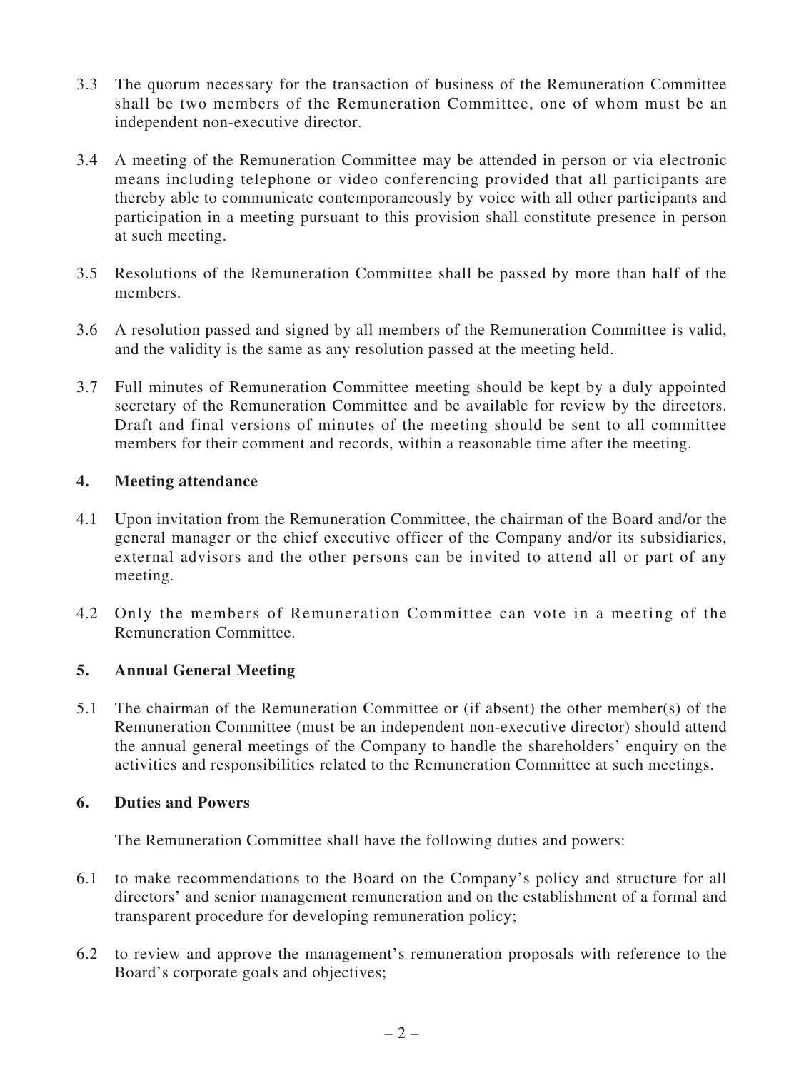3.3 The quorum necessary for the transaction of business of the Remuneration Committee shall be two members of the Remuneration Committee, one of whom must be an independent non-executive director.

3.4 A meeting of the Remuneration Committee may be attended in person or via electronic means including telephone or video conferencing provided that all participants are thereby able to communicate contemporaneously by voice with all other participants and participation in a meeting pursuant to this provision shall constitute presence in person at such meeting.

3.5 Resolutions of the Remuneration Committee shall be passed by more than half of the members.

3.6 A resolution passed and signed by all members of the Remuneration Committee is valid, and the validity is the same as any resolution passed at the meeting held.

3.7 Full minutes of Remuneration Committee meeting should be kept by a duly appointed secretary of the Remuneration Committee and be available for review by the directors. Draft and final versions of minutes of the meeting should be sent to all committee members for their comment and records, within a reasonable time after the meeting.

## 4. Meeting attendance

4.1 Upon invitation from the Remuneration Committee, the chairman of the Board and/or the general manager or the chief executive officer of the Company and/or its subsidiaries, external advisors and the other persons can be invited to attend all or part of any meeting.

4.2 Only the members of Remuneration Committee can vote in a meeting of the Remuneration Committee.

## 5. Annual General Meeting

5.1 The chairman of the Remuneration Committee or (if absent) the other member(s) of the Remuneration Committee (must be an independent non-executive director) should attend the annual general meetings of the Company to handle the shareholders' enquiry on the activities and responsibilities related to the Remuneration Committee at such meetings.

## 6. Duties and Powers

The Remuneration Committee shall have the following duties and powers:

6.1 to make recommendations to the Board on the Company's policy and structure for all directors' and senior management remuneration and on the establishment of a formal and transparent procedure for developing remuneration policy;

6.2 to review and approve the management's remuneration proposals with reference to the Board's corporate goals and objectives;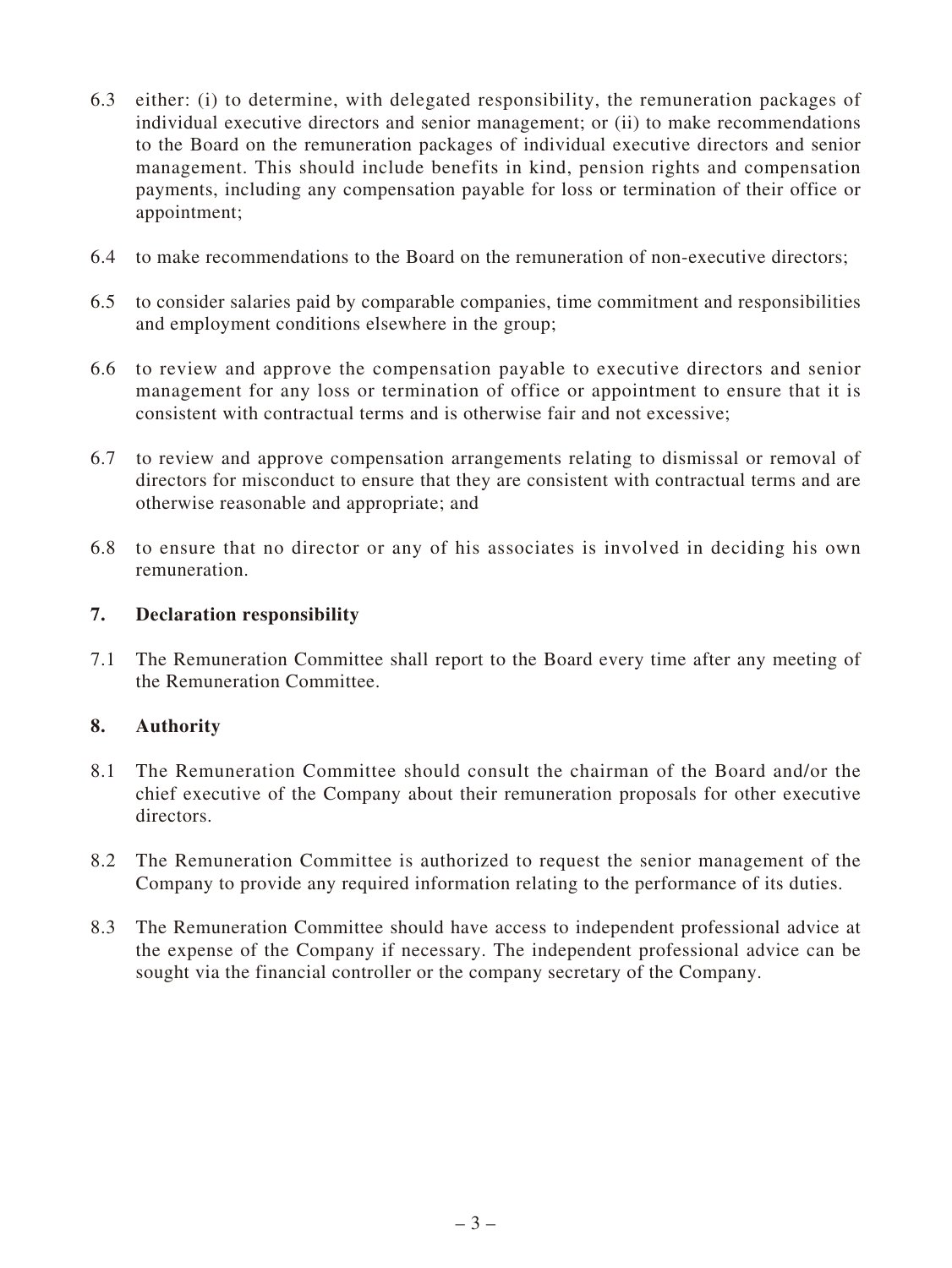6.3 either: (i) to determine, with delegated responsibility, the remuneration packages of individual executive directors and senior management; or (ii) to make recommendations to the Board on the remuneration packages of individual executive directors and senior management. This should include benefits in kind, pension rights and compensation payments, including any compensation payable for loss or termination of their office or appointment;

6.4 to make recommendations to the Board on the remuneration of non-executive directors;

6.5 to consider salaries paid by comparable companies, time commitment and responsibilities and employment conditions elsewhere in the group;

6.6 to review and approve the compensation payable to executive directors and senior management for any loss or termination of office or appointment to ensure that it is consistent with contractual terms and is otherwise fair and not excessive;

6.7 to review and approve compensation arrangements relating to dismissal or removal of directors for misconduct to ensure that they are consistent with contractual terms and are otherwise reasonable and appropriate; and

6.8 to ensure that no director or any of his associates is involved in deciding his own remuneration.

## 7. Declaration responsibility

7.1 The Remuneration Committee shall report to the Board every time after any meeting of the Remuneration Committee.

## 8. Authority

8.1 The Remuneration Committee should consult the chairman of the Board and/or the chief executive of the Company about their remuneration proposals for other executive directors.

8.2 The Remuneration Committee is authorized to request the senior management of the Company to provide any required information relating to the performance of its duties.

8.3 The Remuneration Committee should have access to independent professional advice at the expense of the Company if necessary. The independent professional advice can be sought via the financial controller or the company secretary of the Company.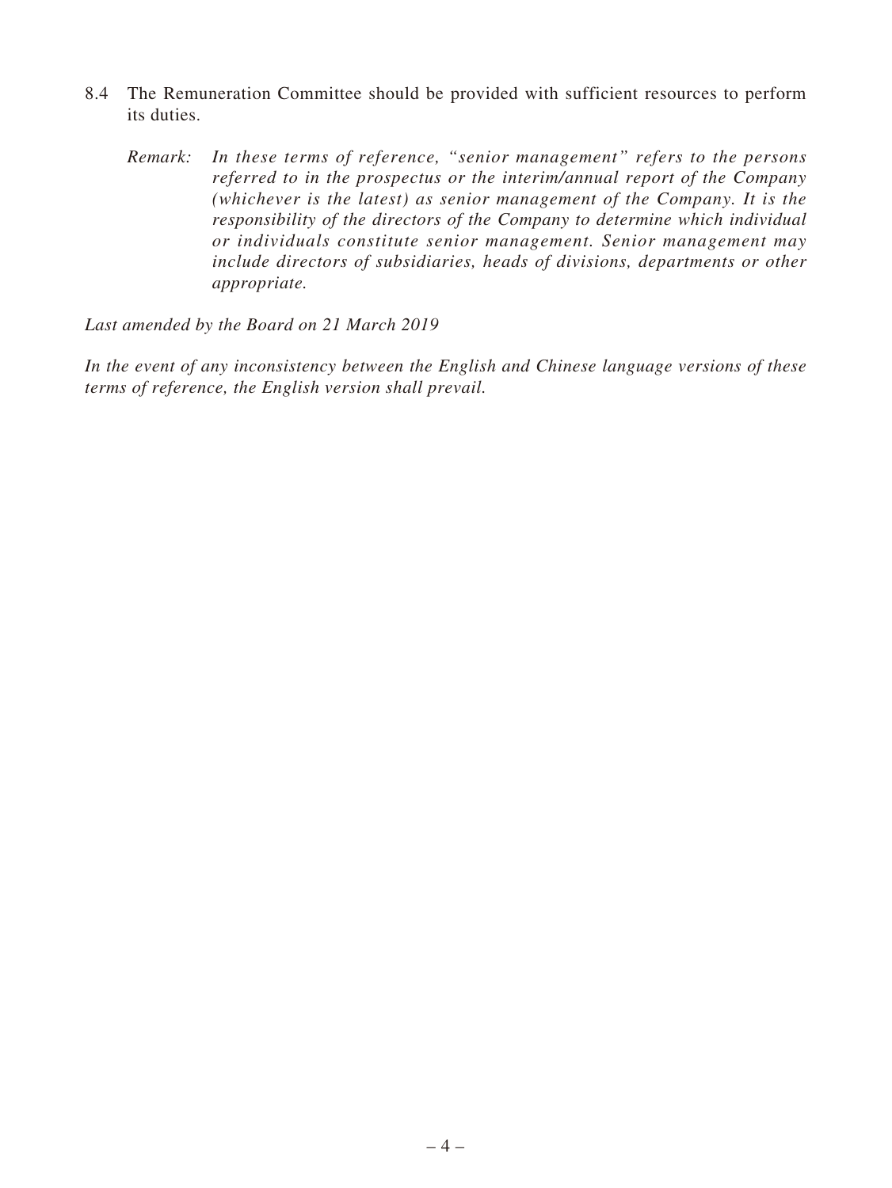8.4 The Remuneration Committee should be provided with sufficient resources to perform its duties.

*Remark: In these terms of reference, "senior management" refers to the persons referred to in the prospectus or the interim/annual report of the Company (whichever is the latest) as senior management of the Company. It is the responsibility of the directors of the Company to determine which individual or individuals constitute senior management. Senior management may include directors of subsidiaries, heads of divisions, departments or other appropriate.*

*Last amended by the Board on 21 March 2019*

*In the event of any inconsistency between the English and Chinese language versions of these terms of reference, the English version shall prevail.*